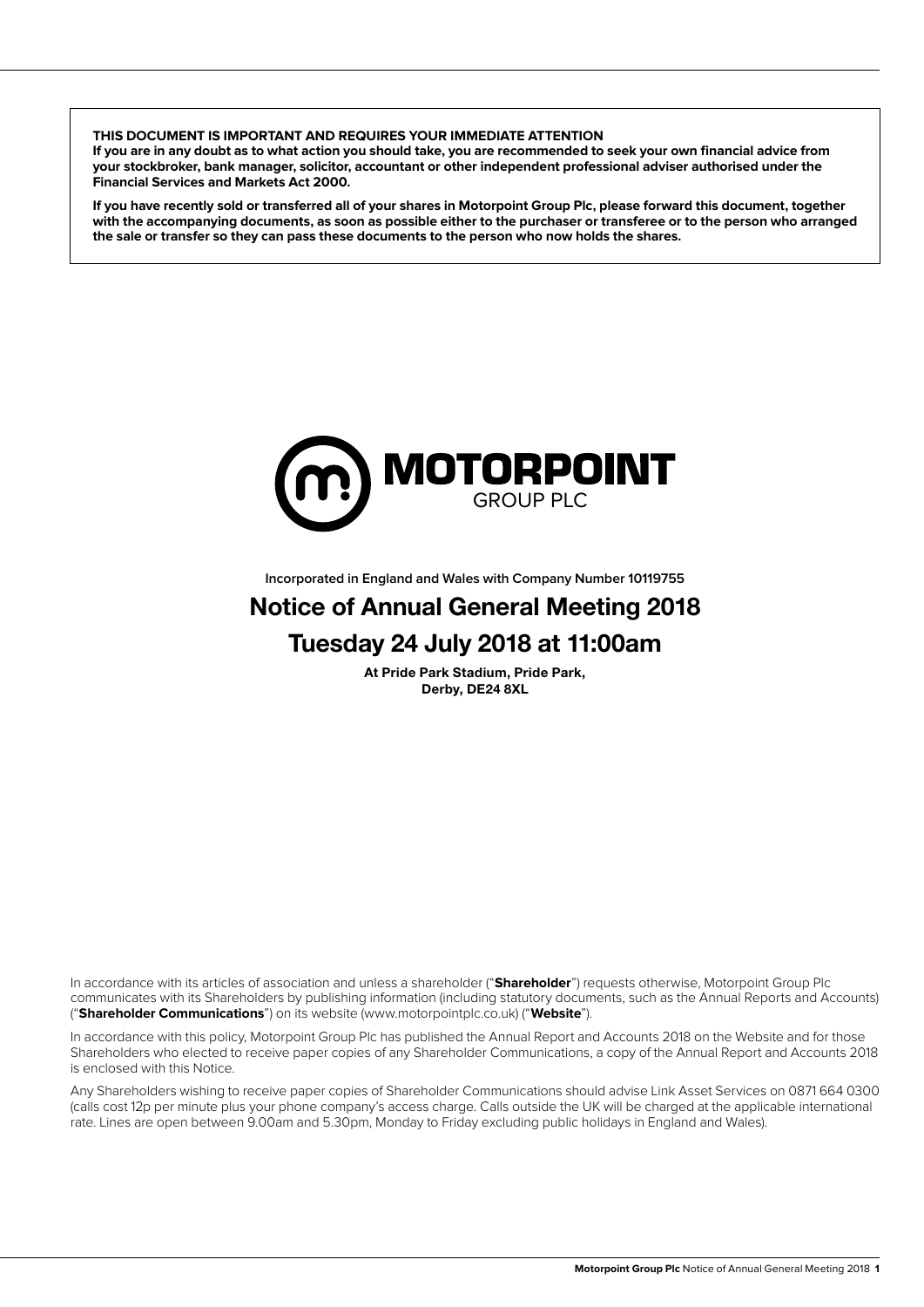**THIS DOCUMENT IS IMPORTANT AND REQUIRES YOUR IMMEDIATE ATTENTION**

**If you are in any doubt as to what action you should take, you are recommended to seek your own financial advice from your stockbroker, bank manager, solicitor, accountant or other independent professional adviser authorised under the Financial Services and Markets Act 2000.**

**If you have recently sold or transferred all of your shares in Motorpoint Group Plc, please forward this document, together with the accompanying documents, as soon as possible either to the purchaser or transferee or to the person who arranged the sale or transfer so they can pass these documents to the person who now holds the shares.**

MOTORPOINT GROUP PLC

Incorporated in England and Wales with Company Number 10119755

# Notice of Annual General Meeting 2018

## Tuesday 24 July 2018 at 11:00am

**At Pride Park Stadium, Pride Park, Derby, DE24 8XL**

In accordance with its articles of association and unless a shareholder ("**Shareholder**") requests otherwise, Motorpoint Group Plc communicates with its Shareholders by publishing information (including statutory documents, such as the Annual Reports and Accounts) ("**Shareholder Communications**") on its website (www.motorpointplc.co.uk) ("**Website**").

In accordance with this policy, Motorpoint Group Plc has published the Annual Report and Accounts 2018 on the Website and for those Shareholders who elected to receive paper copies of any Shareholder Communications, a copy of the Annual Report and Accounts 2018 is enclosed with this Notice.

Any Shareholders wishing to receive paper copies of Shareholder Communications should advise Link Asset Services on 0871 664 0300 (calls cost 12p per minute plus your phone company's access charge. Calls outside the UK will be charged at the applicable international rate. Lines are open between 9.00am and 5.30pm, Monday to Friday excluding public holidays in England and Wales).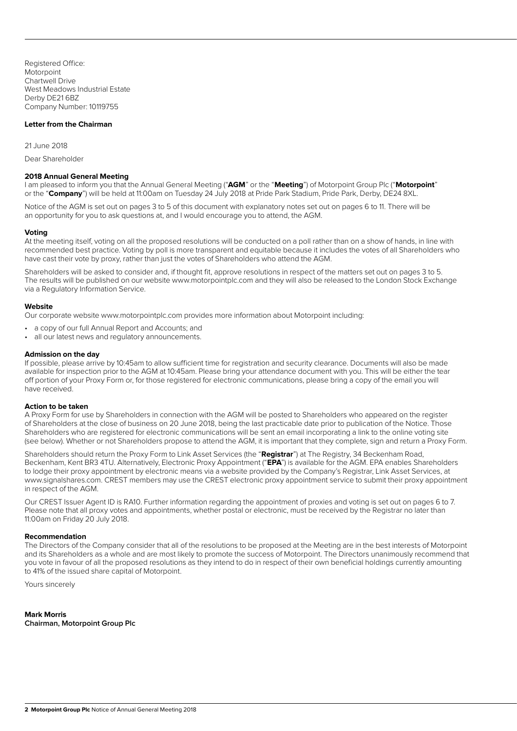Registered Office:
Motorpoint
Chartwell Drive
West Meadows Industrial Estate
Derby DE21 6BZ
Company Number: 10119755

**Letter from the Chairman**

21 June 2018

Dear Shareholder

**2018 Annual General Meeting**

I am pleased to inform you that the Annual General Meeting ("**AGM**" or the "**Meeting**") of Motorpoint Group Plc ("**Motorpoint**" or the "**Company**") will be held at 11:00am on Tuesday 24 July 2018 at Pride Park Stadium, Pride Park, Derby, DE24 8XL.

Notice of the AGM is set out on pages 3 to 5 of this document with explanatory notes set out on pages 6 to 11. There will be an opportunity for you to ask questions at, and I would encourage you to attend, the AGM.

**Voting**

At the meeting itself, voting on all the proposed resolutions will be conducted on a poll rather than on a show of hands, in line with recommended best practice. Voting by poll is more transparent and equitable because it includes the votes of all Shareholders who have cast their vote by proxy, rather than just the votes of Shareholders who attend the AGM.

Shareholders will be asked to consider and, if thought fit, approve resolutions in respect of the matters set out on pages 3 to 5. The results will be published on our website www.motorpointplc.com and they will also be released to the London Stock Exchange via a Regulatory Information Service.

**Website**

Our corporate website www.motorpointplc.com provides more information about Motorpoint including:

- a copy of our full Annual Report and Accounts; and
- all our latest news and regulatory announcements.

**Admission on the day**

If possible, please arrive by 10:45am to allow sufficient time for registration and security clearance. Documents will also be made available for inspection prior to the AGM at 10:45am. Please bring your attendance document with you. This will be either the tear off portion of your Proxy Form or, for those registered for electronic communications, please bring a copy of the email you will have received.

**Action to be taken**

A Proxy Form for use by Shareholders in connection with the AGM will be posted to Shareholders who appeared on the register of Shareholders at the close of business on 20 June 2018, being the last practicable date prior to publication of the Notice. Those Shareholders who are registered for electronic communications will be sent an email incorporating a link to the online voting site (see below). Whether or not Shareholders propose to attend the AGM, it is important that they complete, sign and return a Proxy Form.

Shareholders should return the Proxy Form to Link Asset Services (the "**Registrar**") at The Registry, 34 Beckenham Road, Beckenham, Kent BR3 4TU. Alternatively, Electronic Proxy Appointment ("**EPA**") is available for the AGM. EPA enables Shareholders to lodge their proxy appointment by electronic means via a website provided by the Company's Registrar, Link Asset Services, at www.signalshares.com. CREST members may use the CREST electronic proxy appointment service to submit their proxy appointment in respect of the AGM.

Our CREST Issuer Agent ID is RA10. Further information regarding the appointment of proxies and voting is set out on pages 6 to 7. Please note that all proxy votes and appointments, whether postal or electronic, must be received by the Registrar no later than 11:00am on Friday 20 July 2018.

**Recommendation**

The Directors of the Company consider that all of the resolutions to be proposed at the Meeting are in the best interests of Motorpoint and its Shareholders as a whole and are most likely to promote the success of Motorpoint. The Directors unanimously recommend that you vote in favour of all the proposed resolutions as they intend to do in respect of their own beneficial holdings currently amounting to 41% of the issued share capital of Motorpoint.

Yours sincerely

**Mark Morris**
**Chairman, Motorpoint Group Plc**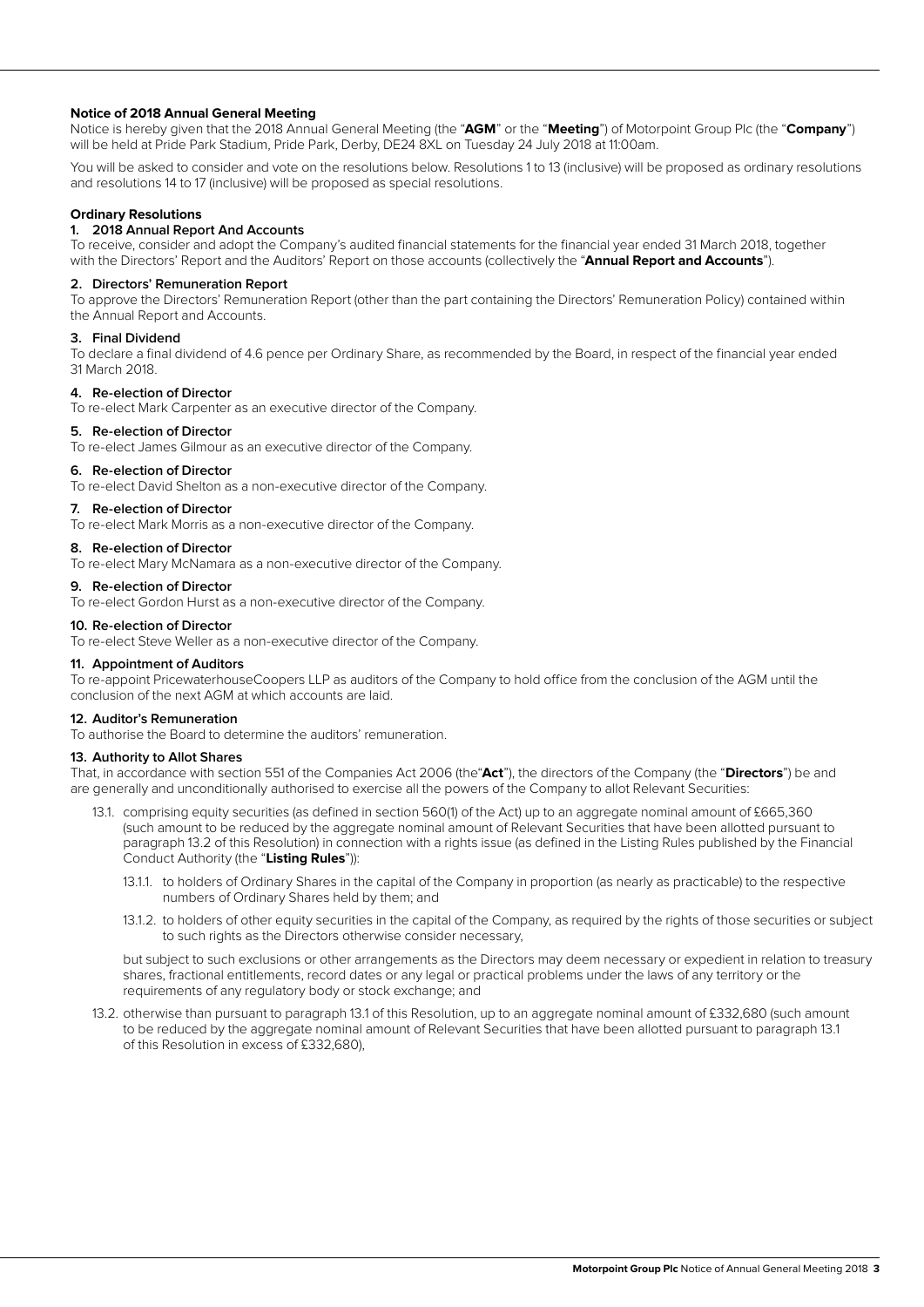**Notice of 2018 Annual General Meeting**

Notice is hereby given that the 2018 Annual General Meeting (the "**AGM**" or the "**Meeting**") of Motorpoint Group Plc (the "**Company**") will be held at Pride Park Stadium, Pride Park, Derby, DE24 8XL on Tuesday 24 July 2018 at 11:00am.

You will be asked to consider and vote on the resolutions below. Resolutions 1 to 13 (inclusive) will be proposed as ordinary resolutions and resolutions 14 to 17 (inclusive) will be proposed as special resolutions.

**Ordinary Resolutions**

**1. 2018 Annual Report And Accounts**

To receive, consider and adopt the Company's audited financial statements for the financial year ended 31 March 2018, together with the Directors' Report and the Auditors' Report on those accounts (collectively the "**Annual Report and Accounts**").

**2. Directors' Remuneration Report**

To approve the Directors' Remuneration Report (other than the part containing the Directors' Remuneration Policy) contained within the Annual Report and Accounts.

**3. Final Dividend**

To declare a final dividend of 4.6 pence per Ordinary Share, as recommended by the Board, in respect of the financial year ended 31 March 2018.

**4. Re-election of Director**

To re-elect Mark Carpenter as an executive director of the Company.

**5. Re-election of Director**

To re-elect James Gilmour as an executive director of the Company.

**6. Re-election of Director**

To re-elect David Shelton as a non-executive director of the Company.

**7. Re-election of Director**

To re-elect Mark Morris as a non-executive director of the Company.

**8. Re-election of Director**

To re-elect Mary McNamara as a non-executive director of the Company.

**9. Re-election of Director**

To re-elect Gordon Hurst as a non-executive director of the Company.

**10. Re-election of Director**

To re-elect Steve Weller as a non-executive director of the Company.

**11. Appointment of Auditors**

To re-appoint PricewaterhouseCoopers LLP as auditors of the Company to hold office from the conclusion of the AGM until the conclusion of the next AGM at which accounts are laid.

**12. Auditor's Remuneration**

To authorise the Board to determine the auditors' remuneration.

**13. Authority to Allot Shares**

That, in accordance with section 551 of the Companies Act 2006 (the"**Act**"), the directors of the Company (the "**Directors**") be and are generally and unconditionally authorised to exercise all the powers of the Company to allot Relevant Securities:

13.1. comprising equity securities (as defined in section 560(1) of the Act) up to an aggregate nominal amount of £665,360 (such amount to be reduced by the aggregate nominal amount of Relevant Securities that have been allotted pursuant to paragraph 13.2 of this Resolution) in connection with a rights issue (as defined in the Listing Rules published by the Financial Conduct Authority (the "**Listing Rules**")):

13.1.1. to holders of Ordinary Shares in the capital of the Company in proportion (as nearly as practicable) to the respective numbers of Ordinary Shares held by them; and

13.1.2. to holders of other equity securities in the capital of the Company, as required by the rights of those securities or subject to such rights as the Directors otherwise consider necessary,

but subject to such exclusions or other arrangements as the Directors may deem necessary or expedient in relation to treasury shares, fractional entitlements, record dates or any legal or practical problems under the laws of any territory or the requirements of any regulatory body or stock exchange; and

13.2. otherwise than pursuant to paragraph 13.1 of this Resolution, up to an aggregate nominal amount of £332,680 (such amount to be reduced by the aggregate nominal amount of Relevant Securities that have been allotted pursuant to paragraph 13.1 of this Resolution in excess of £332,680),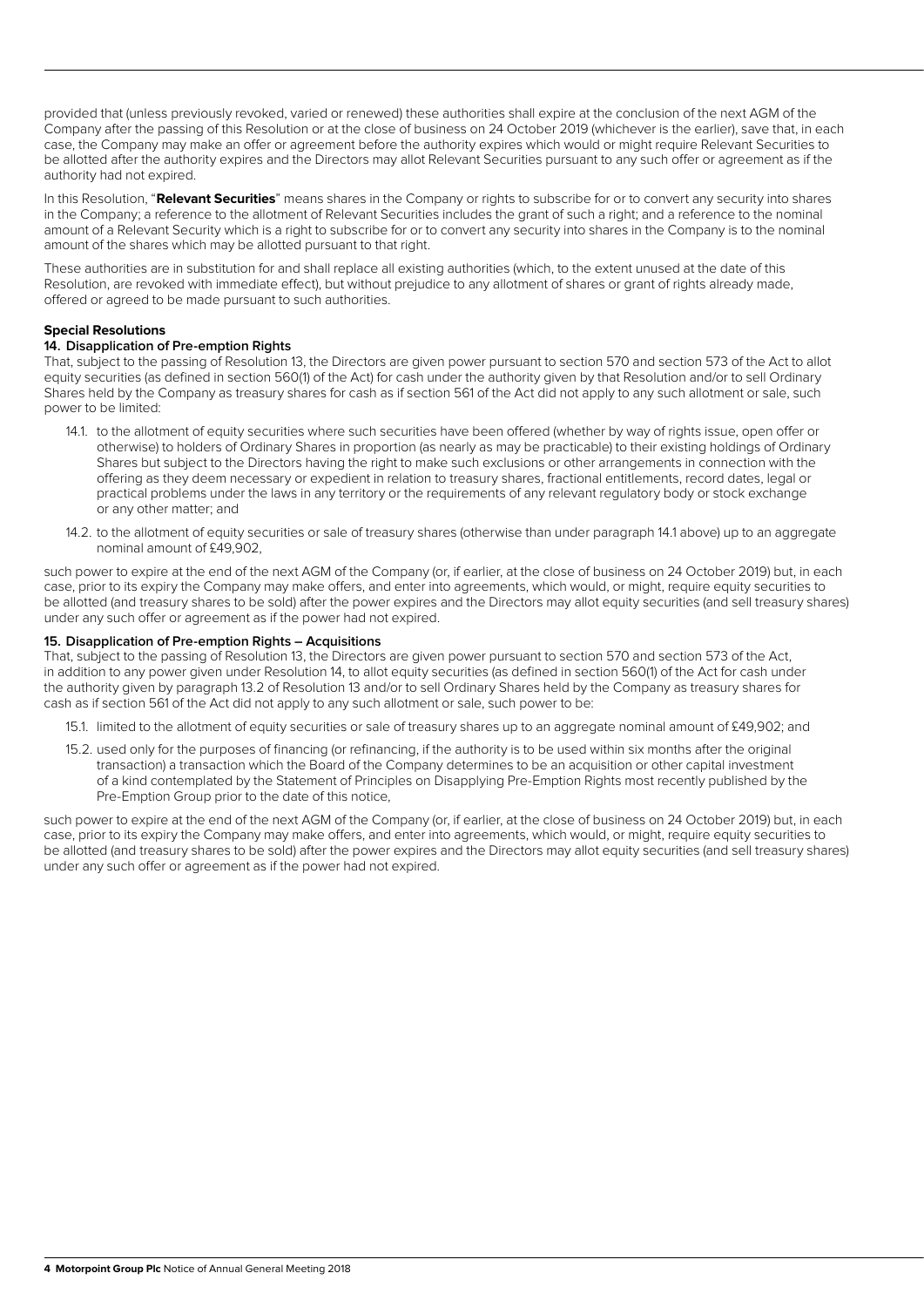provided that (unless previously revoked, varied or renewed) these authorities shall expire at the conclusion of the next AGM of the Company after the passing of this Resolution or at the close of business on 24 October 2019 (whichever is the earlier), save that, in each case, the Company may make an offer or agreement before the authority expires which would or might require Relevant Securities to be allotted after the authority expires and the Directors may allot Relevant Securities pursuant to any such offer or agreement as if the authority had not expired.

In this Resolution, "**Relevant Securities**" means shares in the Company or rights to subscribe for or to convert any security into shares in the Company; a reference to the allotment of Relevant Securities includes the grant of such a right; and a reference to the nominal amount of a Relevant Security which is a right to subscribe for or to convert any security into shares in the Company is to the nominal amount of the shares which may be allotted pursuant to that right.

These authorities are in substitution for and shall replace all existing authorities (which, to the extent unused at the date of this Resolution, are revoked with immediate effect), but without prejudice to any allotment of shares or grant of rights already made, offered or agreed to be made pursuant to such authorities.

**Special Resolutions**

**14. Disapplication of Pre-emption Rights**

That, subject to the passing of Resolution 13, the Directors are given power pursuant to section 570 and section 573 of the Act to allot equity securities (as defined in section 560(1) of the Act) for cash under the authority given by that Resolution and/or to sell Ordinary Shares held by the Company as treasury shares for cash as if section 561 of the Act did not apply to any such allotment or sale, such power to be limited:

14.1. to the allotment of equity securities where such securities have been offered (whether by way of rights issue, open offer or otherwise) to holders of Ordinary Shares in proportion (as nearly as may be practicable) to their existing holdings of Ordinary Shares but subject to the Directors having the right to make such exclusions or other arrangements in connection with the offering as they deem necessary or expedient in relation to treasury shares, fractional entitlements, record dates, legal or practical problems under the laws in any territory or the requirements of any relevant regulatory body or stock exchange or any other matter; and

14.2. to the allotment of equity securities or sale of treasury shares (otherwise than under paragraph 14.1 above) up to an aggregate nominal amount of £49,902,

such power to expire at the end of the next AGM of the Company (or, if earlier, at the close of business on 24 October 2019) but, in each case, prior to its expiry the Company may make offers, and enter into agreements, which would, or might, require equity securities to be allotted (and treasury shares to be sold) after the power expires and the Directors may allot equity securities (and sell treasury shares) under any such offer or agreement as if the power had not expired.

**15. Disapplication of Pre-emption Rights – Acquisitions**

That, subject to the passing of Resolution 13, the Directors are given power pursuant to section 570 and section 573 of the Act, in addition to any power given under Resolution 14, to allot equity securities (as defined in section 560(1) of the Act for cash under the authority given by paragraph 13.2 of Resolution 13 and/or to sell Ordinary Shares held by the Company as treasury shares for cash as if section 561 of the Act did not apply to any such allotment or sale, such power to be:

15.1. limited to the allotment of equity securities or sale of treasury shares up to an aggregate nominal amount of £49,902; and

15.2. used only for the purposes of financing (or refinancing, if the authority is to be used within six months after the original transaction) a transaction which the Board of the Company determines to be an acquisition or other capital investment of a kind contemplated by the Statement of Principles on Disapplying Pre-Emption Rights most recently published by the Pre-Emption Group prior to the date of this notice,

such power to expire at the end of the next AGM of the Company (or, if earlier, at the close of business on 24 October 2019) but, in each case, prior to its expiry the Company may make offers, and enter into agreements, which would, or might, require equity securities to be allotted (and treasury shares to be sold) after the power expires and the Directors may allot equity securities (and sell treasury shares) under any such offer or agreement as if the power had not expired.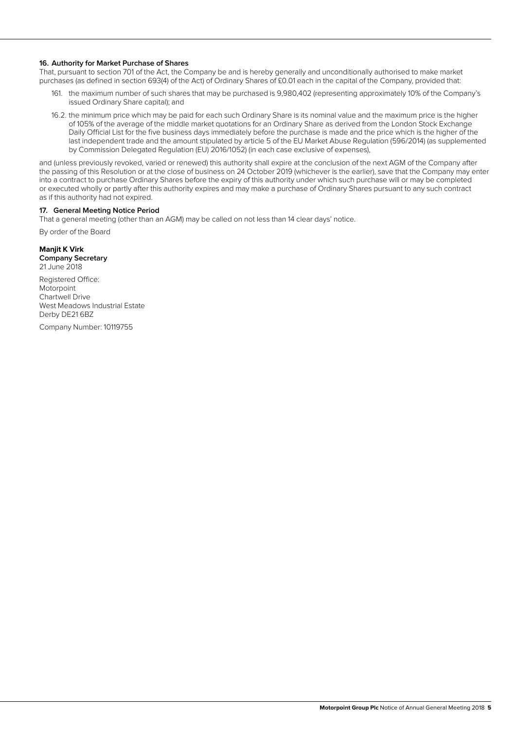### 16. Authority for Market Purchase of Shares

That, pursuant to section 701 of the Act, the Company be and is hereby generally and unconditionally authorised to make market purchases (as defined in section 693(4) of the Act) of Ordinary Shares of £0.01 each in the capital of the Company, provided that:

161. the maximum number of such shares that may be purchased is 9,980,402 (representing approximately 10% of the Company's issued Ordinary Share capital); and

16.2. the minimum price which may be paid for each such Ordinary Share is its nominal value and the maximum price is the higher of 105% of the average of the middle market quotations for an Ordinary Share as derived from the London Stock Exchange Daily Official List for the five business days immediately before the purchase is made and the price which is the higher of the last independent trade and the amount stipulated by article 5 of the EU Market Abuse Regulation (596/2014) (as supplemented by Commission Delegated Regulation (EU) 2016/1052) (in each case exclusive of expenses),

and (unless previously revoked, varied or renewed) this authority shall expire at the conclusion of the next AGM of the Company after the passing of this Resolution or at the close of business on 24 October 2019 (whichever is the earlier), save that the Company may enter into a contract to purchase Ordinary Shares before the expiry of this authority under which such purchase will or may be completed or executed wholly or partly after this authority expires and may make a purchase of Ordinary Shares pursuant to any such contract as if this authority had not expired.

### 17. General Meeting Notice Period

That a general meeting (other than an AGM) may be called on not less than 14 clear days' notice.

By order of the Board

**Manjit K Virk**
**Company Secretary**
21 June 2018

Registered Office:
Motorpoint
Chartwell Drive
West Meadows Industrial Estate
Derby DE21 6BZ

Company Number: 10119755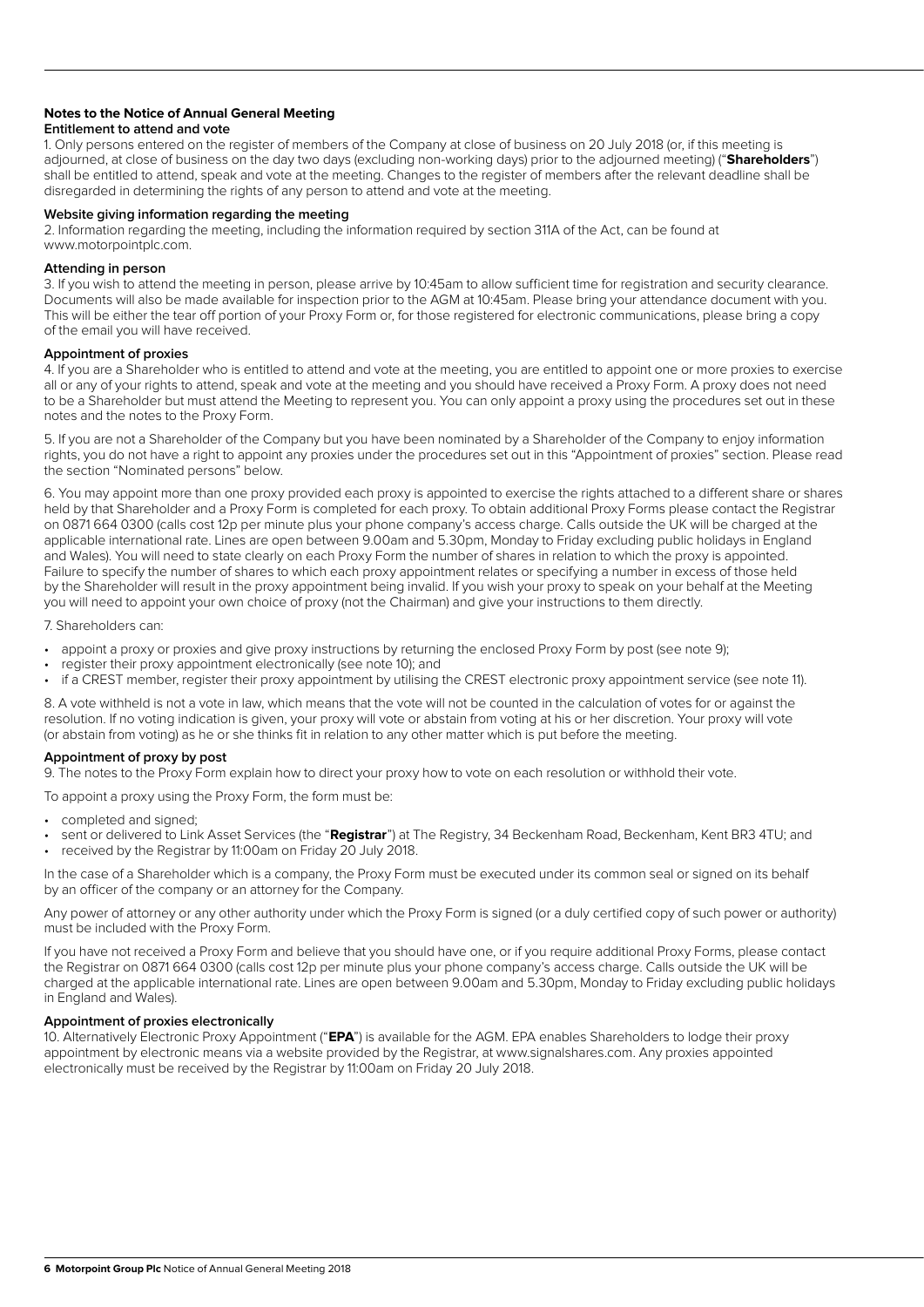## Notes to the Notice of Annual General Meeting

### Entitlement to attend and vote

1. Only persons entered on the register of members of the Company at close of business on 20 July 2018 (or, if this meeting is adjourned, at close of business on the day two days (excluding non-working days) prior to the adjourned meeting) ("**Shareholders**") shall be entitled to attend, speak and vote at the meeting. Changes to the register of members after the relevant deadline shall be disregarded in determining the rights of any person to attend and vote at the meeting.

### Website giving information regarding the meeting

2. Information regarding the meeting, including the information required by section 311A of the Act, can be found at www.motorpointplc.com.

### Attending in person

3. If you wish to attend the meeting in person, please arrive by 10:45am to allow sufficient time for registration and security clearance. Documents will also be made available for inspection prior to the AGM at 10:45am. Please bring your attendance document with you. This will be either the tear off portion of your Proxy Form or, for those registered for electronic communications, please bring a copy of the email you will have received.

### Appointment of proxies

4. If you are a Shareholder who is entitled to attend and vote at the meeting, you are entitled to appoint one or more proxies to exercise all or any of your rights to attend, speak and vote at the meeting and you should have received a Proxy Form. A proxy does not need to be a Shareholder but must attend the Meeting to represent you. You can only appoint a proxy using the procedures set out in these notes and the notes to the Proxy Form.

5. If you are not a Shareholder of the Company but you have been nominated by a Shareholder of the Company to enjoy information rights, you do not have a right to appoint any proxies under the procedures set out in this "Appointment of proxies" section. Please read the section "Nominated persons" below.

6. You may appoint more than one proxy provided each proxy is appointed to exercise the rights attached to a different share or shares held by that Shareholder and a Proxy Form is completed for each proxy. To obtain additional Proxy Forms please contact the Registrar on 0871 664 0300 (calls cost 12p per minute plus your phone company's access charge. Calls outside the UK will be charged at the applicable international rate. Lines are open between 9.00am and 5.30pm, Monday to Friday excluding public holidays in England and Wales). You will need to state clearly on each Proxy Form the number of shares in relation to which the proxy is appointed. Failure to specify the number of shares to which each proxy appointment relates or specifying a number in excess of those held by the Shareholder will result in the proxy appointment being invalid. If you wish your proxy to speak on your behalf at the Meeting you will need to appoint your own choice of proxy (not the Chairman) and give your instructions to them directly.

7. Shareholders can:

- appoint a proxy or proxies and give proxy instructions by returning the enclosed Proxy Form by post (see note 9);
- register their proxy appointment electronically (see note 10); and
- if a CREST member, register their proxy appointment by utilising the CREST electronic proxy appointment service (see note 11).

8. A vote withheld is not a vote in law, which means that the vote will not be counted in the calculation of votes for or against the resolution. If no voting indication is given, your proxy will vote or abstain from voting at his or her discretion. Your proxy will vote (or abstain from voting) as he or she thinks fit in relation to any other matter which is put before the meeting.

### Appointment of proxy by post

9. The notes to the Proxy Form explain how to direct your proxy how to vote on each resolution or withhold their vote.

To appoint a proxy using the Proxy Form, the form must be:

- completed and signed;
- sent or delivered to Link Asset Services (the "**Registrar**") at The Registry, 34 Beckenham Road, Beckenham, Kent BR3 4TU; and
- received by the Registrar by 11:00am on Friday 20 July 2018.

In the case of a Shareholder which is a company, the Proxy Form must be executed under its common seal or signed on its behalf by an officer of the company or an attorney for the Company.

Any power of attorney or any other authority under which the Proxy Form is signed (or a duly certified copy of such power or authority) must be included with the Proxy Form.

If you have not received a Proxy Form and believe that you should have one, or if you require additional Proxy Forms, please contact the Registrar on 0871 664 0300 (calls cost 12p per minute plus your phone company's access charge. Calls outside the UK will be charged at the applicable international rate. Lines are open between 9.00am and 5.30pm, Monday to Friday excluding public holidays in England and Wales).

### Appointment of proxies electronically

10. Alternatively Electronic Proxy Appointment ("**EPA**") is available for the AGM. EPA enables Shareholders to lodge their proxy appointment by electronic means via a website provided by the Registrar, at www.signalshares.com. Any proxies appointed electronically must be received by the Registrar by 11:00am on Friday 20 July 2018.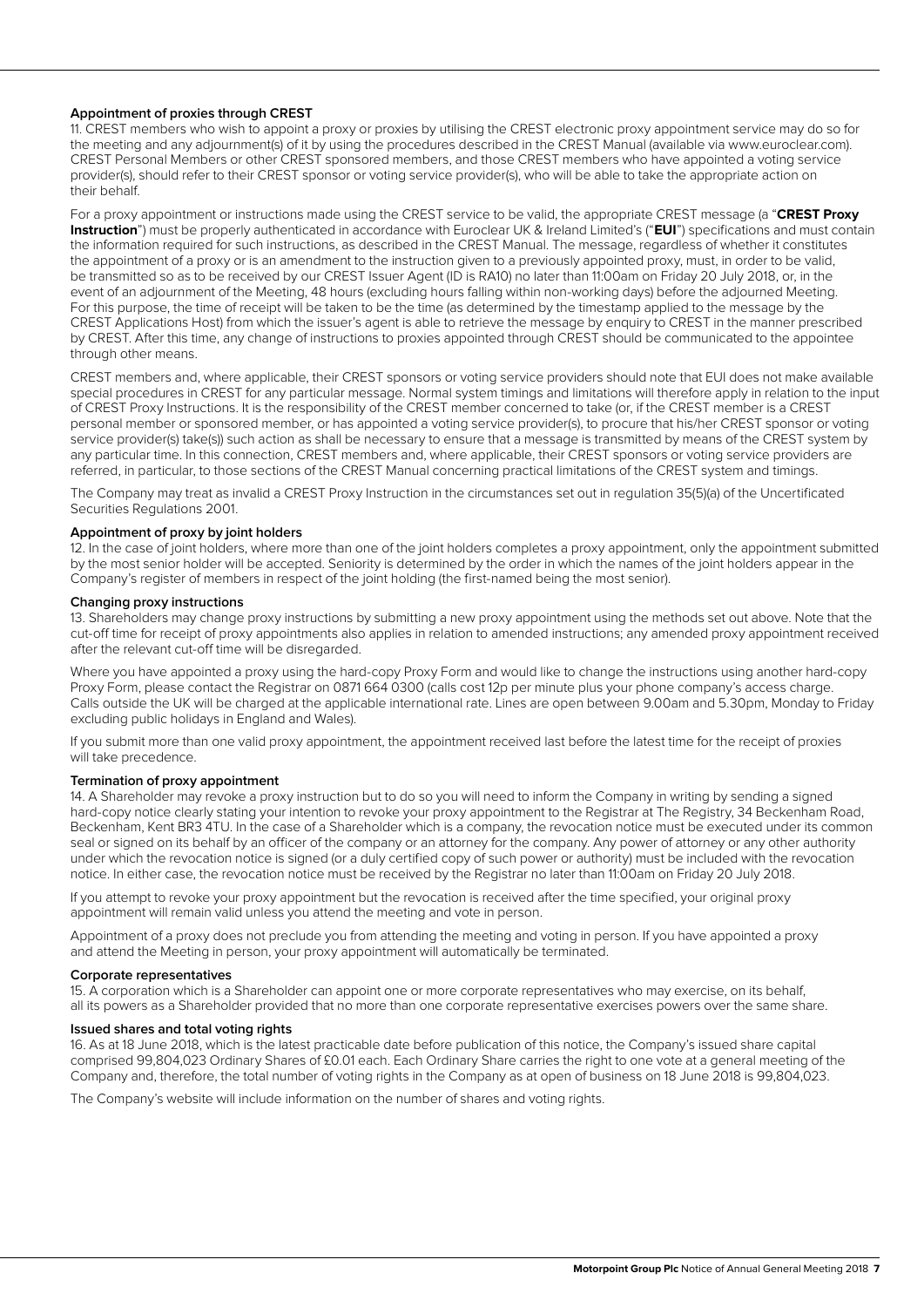**Appointment of proxies through CREST**

11. CREST members who wish to appoint a proxy or proxies by utilising the CREST electronic proxy appointment service may do so for the meeting and any adjournment(s) of it by using the procedures described in the CREST Manual (available via www.euroclear.com). CREST Personal Members or other CREST sponsored members, and those CREST members who have appointed a voting service provider(s), should refer to their CREST sponsor or voting service provider(s), who will be able to take the appropriate action on their behalf.

For a proxy appointment or instructions made using the CREST service to be valid, the appropriate CREST message (a "**CREST Proxy Instruction**") must be properly authenticated in accordance with Euroclear UK & Ireland Limited's ("**EUI**") specifications and must contain the information required for such instructions, as described in the CREST Manual. The message, regardless of whether it constitutes the appointment of a proxy or is an amendment to the instruction given to a previously appointed proxy, must, in order to be valid, be transmitted so as to be received by our CREST Issuer Agent (ID is RA10) no later than 11:00am on Friday 20 July 2018, or, in the event of an adjournment of the Meeting, 48 hours (excluding hours falling within non-working days) before the adjourned Meeting. For this purpose, the time of receipt will be taken to be the time (as determined by the timestamp applied to the message by the CREST Applications Host) from which the issuer's agent is able to retrieve the message by enquiry to CREST in the manner prescribed by CREST. After this time, any change of instructions to proxies appointed through CREST should be communicated to the appointee through other means.

CREST members and, where applicable, their CREST sponsors or voting service providers should note that EUI does not make available special procedures in CREST for any particular message. Normal system timings and limitations will therefore apply in relation to the input of CREST Proxy Instructions. It is the responsibility of the CREST member concerned to take (or, if the CREST member is a CREST personal member or sponsored member, or has appointed a voting service provider(s), to procure that his/her CREST sponsor or voting service provider(s) take(s)) such action as shall be necessary to ensure that a message is transmitted by means of the CREST system by any particular time. In this connection, CREST members and, where applicable, their CREST sponsors or voting service providers are referred, in particular, to those sections of the CREST Manual concerning practical limitations of the CREST system and timings.

The Company may treat as invalid a CREST Proxy Instruction in the circumstances set out in regulation 35(5)(a) of the Uncertificated Securities Regulations 2001.

**Appointment of proxy by joint holders**

12. In the case of joint holders, where more than one of the joint holders completes a proxy appointment, only the appointment submitted by the most senior holder will be accepted. Seniority is determined by the order in which the names of the joint holders appear in the Company's register of members in respect of the joint holding (the first-named being the most senior).

**Changing proxy instructions**

13. Shareholders may change proxy instructions by submitting a new proxy appointment using the methods set out above. Note that the cut-off time for receipt of proxy appointments also applies in relation to amended instructions; any amended proxy appointment received after the relevant cut-off time will be disregarded.

Where you have appointed a proxy using the hard-copy Proxy Form and would like to change the instructions using another hard-copy Proxy Form, please contact the Registrar on 0871 664 0300 (calls cost 12p per minute plus your phone company's access charge. Calls outside the UK will be charged at the applicable international rate. Lines are open between 9.00am and 5.30pm, Monday to Friday excluding public holidays in England and Wales).

If you submit more than one valid proxy appointment, the appointment received last before the latest time for the receipt of proxies will take precedence.

**Termination of proxy appointment**

14. A Shareholder may revoke a proxy instruction but to do so you will need to inform the Company in writing by sending a signed hard-copy notice clearly stating your intention to revoke your proxy appointment to the Registrar at The Registry, 34 Beckenham Road, Beckenham, Kent BR3 4TU. In the case of a Shareholder which is a company, the revocation notice must be executed under its common seal or signed on its behalf by an officer of the company or an attorney for the company. Any power of attorney or any other authority under which the revocation notice is signed (or a duly certified copy of such power or authority) must be included with the revocation notice. In either case, the revocation notice must be received by the Registrar no later than 11:00am on Friday 20 July 2018.

If you attempt to revoke your proxy appointment but the revocation is received after the time specified, your original proxy appointment will remain valid unless you attend the meeting and vote in person.

Appointment of a proxy does not preclude you from attending the meeting and voting in person. If you have appointed a proxy and attend the Meeting in person, your proxy appointment will automatically be terminated.

**Corporate representatives**

15. A corporation which is a Shareholder can appoint one or more corporate representatives who may exercise, on its behalf, all its powers as a Shareholder provided that no more than one corporate representative exercises powers over the same share.

**Issued shares and total voting rights**

16. As at 18 June 2018, which is the latest practicable date before publication of this notice, the Company's issued share capital comprised 99,804,023 Ordinary Shares of £0.01 each. Each Ordinary Share carries the right to one vote at a general meeting of the Company and, therefore, the total number of voting rights in the Company as at open of business on 18 June 2018 is 99,804,023.

The Company's website will include information on the number of shares and voting rights.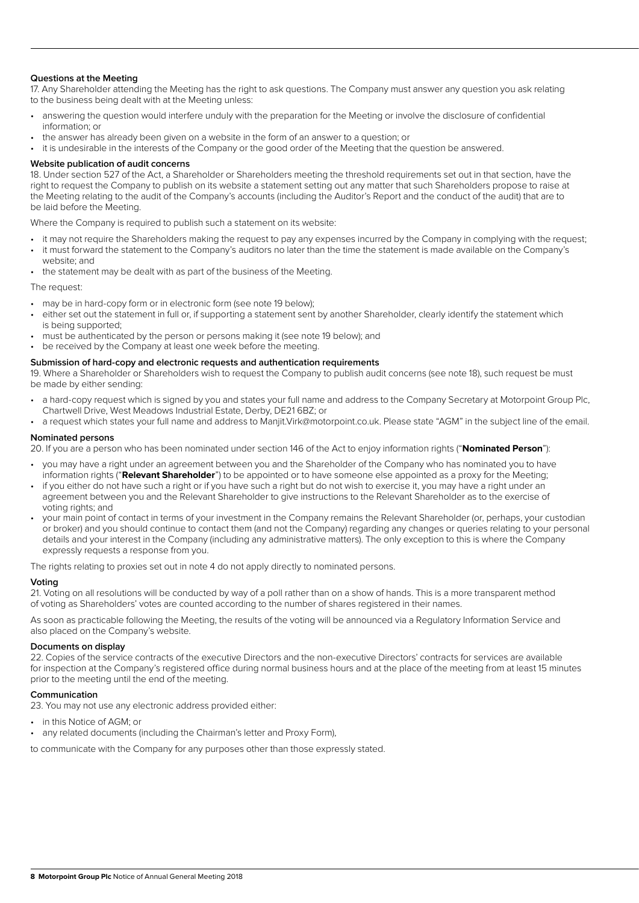### Questions at the Meeting

17. Any Shareholder attending the Meeting has the right to ask questions. The Company must answer any question you ask relating to the business being dealt with at the Meeting unless:

- answering the question would interfere unduly with the preparation for the Meeting or involve the disclosure of confidential information; or
- the answer has already been given on a website in the form of an answer to a question; or
- it is undesirable in the interests of the Company or the good order of the Meeting that the question be answered.

### Website publication of audit concerns

18. Under section 527 of the Act, a Shareholder or Shareholders meeting the threshold requirements set out in that section, have the right to request the Company to publish on its website a statement setting out any matter that such Shareholders propose to raise at the Meeting relating to the audit of the Company's accounts (including the Auditor's Report and the conduct of the audit) that are to be laid before the Meeting.

Where the Company is required to publish such a statement on its website:

- it may not require the Shareholders making the request to pay any expenses incurred by the Company in complying with the request;
- it must forward the statement to the Company's auditors no later than the time the statement is made available on the Company's website; and
- the statement may be dealt with as part of the business of the Meeting.

The request:

- may be in hard-copy form or in electronic form (see note 19 below);
- either set out the statement in full or, if supporting a statement sent by another Shareholder, clearly identify the statement which is being supported;
- must be authenticated by the person or persons making it (see note 19 below); and
- be received by the Company at least one week before the meeting.

### Submission of hard-copy and electronic requests and authentication requirements

19. Where a Shareholder or Shareholders wish to request the Company to publish audit concerns (see note 18), such request be must be made by either sending:

- a hard-copy request which is signed by you and states your full name and address to the Company Secretary at Motorpoint Group Plc, Chartwell Drive, West Meadows Industrial Estate, Derby, DE21 6BZ; or
- a request which states your full name and address to Manjit.Virk@motorpoint.co.uk. Please state "AGM" in the subject line of the email.

### Nominated persons

20. If you are a person who has been nominated under section 146 of the Act to enjoy information rights ("**Nominated Person**"):

- you may have a right under an agreement between you and the Shareholder of the Company who has nominated you to have information rights ("**Relevant Shareholder**") to be appointed or to have someone else appointed as a proxy for the Meeting;
- if you either do not have such a right or if you have such a right but do not wish to exercise it, you may have a right under an agreement between you and the Relevant Shareholder to give instructions to the Relevant Shareholder as to the exercise of voting rights; and
- your main point of contact in terms of your investment in the Company remains the Relevant Shareholder (or, perhaps, your custodian or broker) and you should continue to contact them (and not the Company) regarding any changes or queries relating to your personal details and your interest in the Company (including any administrative matters). The only exception to this is where the Company expressly requests a response from you.

The rights relating to proxies set out in note 4 do not apply directly to nominated persons.

### Voting

21. Voting on all resolutions will be conducted by way of a poll rather than on a show of hands. This is a more transparent method of voting as Shareholders' votes are counted according to the number of shares registered in their names.

As soon as practicable following the Meeting, the results of the voting will be announced via a Regulatory Information Service and also placed on the Company's website.

### Documents on display

22. Copies of the service contracts of the executive Directors and the non-executive Directors' contracts for services are available for inspection at the Company's registered office during normal business hours and at the place of the meeting from at least 15 minutes prior to the meeting until the end of the meeting.

### Communication

23. You may not use any electronic address provided either:

- in this Notice of AGM; or
- any related documents (including the Chairman's letter and Proxy Form),

to communicate with the Company for any purposes other than those expressly stated.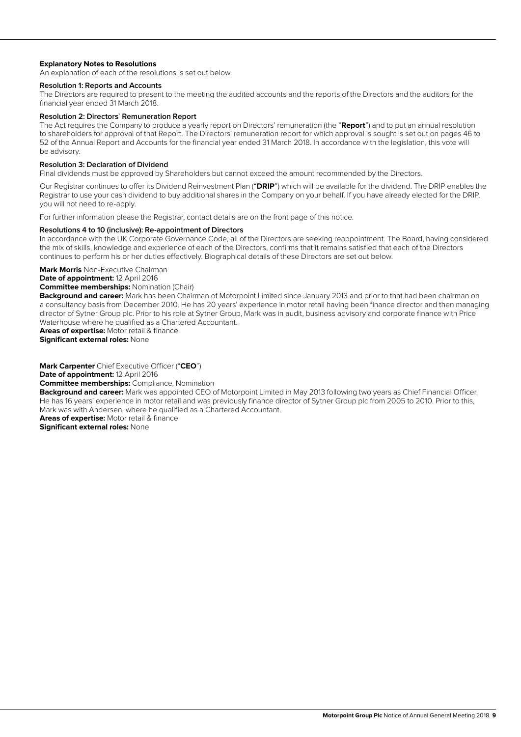### Explanatory Notes to Resolutions

An explanation of each of the resolutions is set out below.

#### Resolution 1: Reports and Accounts

The Directors are required to present to the meeting the audited accounts and the reports of the Directors and the auditors for the financial year ended 31 March 2018.

#### Resolution 2: Directors' Remuneration Report

The Act requires the Company to produce a yearly report on Directors' remuneration (the "**Report**") and to put an annual resolution to shareholders for approval of that Report. The Directors' remuneration report for which approval is sought is set out on pages 46 to 52 of the Annual Report and Accounts for the financial year ended 31 March 2018. In accordance with the legislation, this vote will be advisory.

#### Resolution 3: Declaration of Dividend

Final dividends must be approved by Shareholders but cannot exceed the amount recommended by the Directors.

Our Registrar continues to offer its Dividend Reinvestment Plan ("**DRIP**") which will be available for the dividend. The DRIP enables the Registrar to use your cash dividend to buy additional shares in the Company on your behalf. If you have already elected for the DRIP, you will not need to re-apply.

For further information please the Registrar, contact details are on the front page of this notice.

#### Resolutions 4 to 10 (inclusive): Re-appointment of Directors

In accordance with the UK Corporate Governance Code, all of the Directors are seeking reappointment. The Board, having considered the mix of skills, knowledge and experience of each of the Directors, confirms that it remains satisfied that each of the Directors continues to perform his or her duties effectively. Biographical details of these Directors are set out below.

**Mark Morris** Non-Executive Chairman
**Date of appointment:** 12 April 2016
**Committee memberships:** Nomination (Chair)
**Background and career:** Mark has been Chairman of Motorpoint Limited since January 2013 and prior to that had been chairman on a consultancy basis from December 2010. He has 20 years' experience in motor retail having been finance director and then managing director of Sytner Group plc. Prior to his role at Sytner Group, Mark was in audit, business advisory and corporate finance with Price Waterhouse where he qualified as a Chartered Accountant.
**Areas of expertise:** Motor retail & finance
**Significant external roles:** None

**Mark Carpenter** Chief Executive Officer ("**CEO**")
**Date of appointment:** 12 April 2016
**Committee memberships:** Compliance, Nomination
**Background and career:** Mark was appointed CEO of Motorpoint Limited in May 2013 following two years as Chief Financial Officer. He has 16 years' experience in motor retail and was previously finance director of Sytner Group plc from 2005 to 2010. Prior to this, Mark was with Andersen, where he qualified as a Chartered Accountant.
**Areas of expertise:** Motor retail & finance
**Significant external roles:** None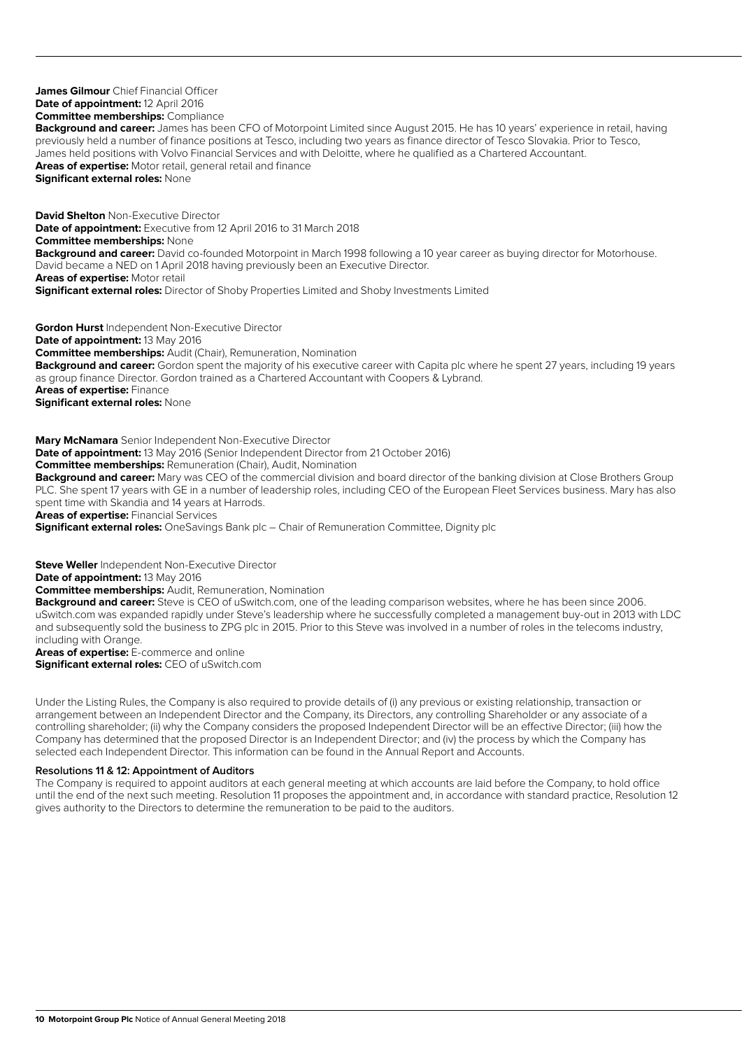**James Gilmour** Chief Financial Officer
**Date of appointment:** 12 April 2016
**Committee memberships:** Compliance
**Background and career:** James has been CFO of Motorpoint Limited since August 2015. He has 10 years' experience in retail, having previously held a number of finance positions at Tesco, including two years as finance director of Tesco Slovakia. Prior to Tesco, James held positions with Volvo Financial Services and with Deloitte, where he qualified as a Chartered Accountant.
**Areas of expertise:** Motor retail, general retail and finance
**Significant external roles:** None

**David Shelton** Non-Executive Director
**Date of appointment:** Executive from 12 April 2016 to 31 March 2018
**Committee memberships:** None
**Background and career:** David co-founded Motorpoint in March 1998 following a 10 year career as buying director for Motorhouse. David became a NED on 1 April 2018 having previously been an Executive Director.
**Areas of expertise:** Motor retail
**Significant external roles:** Director of Shoby Properties Limited and Shoby Investments Limited

**Gordon Hurst** Independent Non-Executive Director
**Date of appointment:** 13 May 2016
**Committee memberships:** Audit (Chair), Remuneration, Nomination
**Background and career:** Gordon spent the majority of his executive career with Capita plc where he spent 27 years, including 19 years as group finance Director. Gordon trained as a Chartered Accountant with Coopers & Lybrand.
**Areas of expertise:** Finance
**Significant external roles:** None

**Mary McNamara** Senior Independent Non-Executive Director
**Date of appointment:** 13 May 2016 (Senior Independent Director from 21 October 2016)
**Committee memberships:** Remuneration (Chair), Audit, Nomination
**Background and career:** Mary was CEO of the commercial division and board director of the banking division at Close Brothers Group PLC. She spent 17 years with GE in a number of leadership roles, including CEO of the European Fleet Services business. Mary has also spent time with Skandia and 14 years at Harrods.
**Areas of expertise:** Financial Services
**Significant external roles:** OneSavings Bank plc – Chair of Remuneration Committee, Dignity plc

**Steve Weller** Independent Non-Executive Director
**Date of appointment:** 13 May 2016
**Committee memberships:** Audit, Remuneration, Nomination
**Background and career:** Steve is CEO of uSwitch.com, one of the leading comparison websites, where he has been since 2006. uSwitch.com was expanded rapidly under Steve's leadership where he successfully completed a management buy-out in 2013 with LDC and subsequently sold the business to ZPG plc in 2015. Prior to this Steve was involved in a number of roles in the telecoms industry, including with Orange.
**Areas of expertise:** E-commerce and online
**Significant external roles:** CEO of uSwitch.com

Under the Listing Rules, the Company is also required to provide details of (i) any previous or existing relationship, transaction or arrangement between an Independent Director and the Company, its Directors, any controlling Shareholder or any associate of a controlling shareholder; (ii) why the Company considers the proposed Independent Director will be an effective Director; (iii) how the Company has determined that the proposed Director is an Independent Director; and (iv) the process by which the Company has selected each Independent Director. This information can be found in the Annual Report and Accounts.

#### Resolutions 11 & 12: Appointment of Auditors

The Company is required to appoint auditors at each general meeting at which accounts are laid before the Company, to hold office until the end of the next such meeting. Resolution 11 proposes the appointment and, in accordance with standard practice, Resolution 12 gives authority to the Directors to determine the remuneration to be paid to the auditors.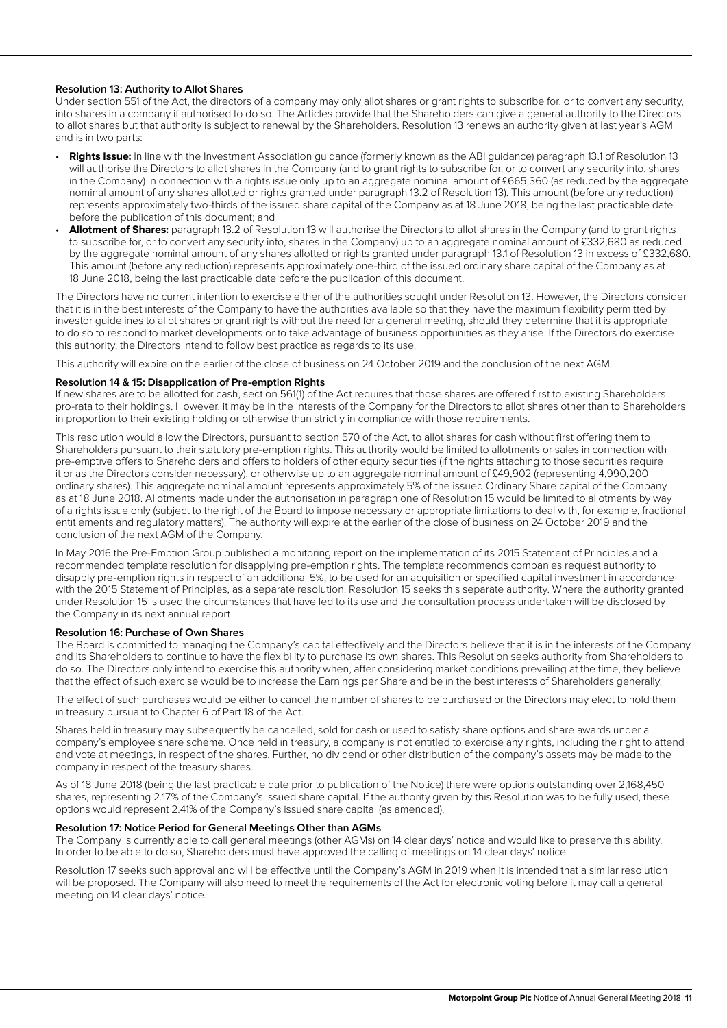### Resolution 13: Authority to Allot Shares

Under section 551 of the Act, the directors of a company may only allot shares or grant rights to subscribe for, or to convert any security, into shares in a company if authorised to do so. The Articles provide that the Shareholders can give a general authority to the Directors to allot shares but that authority is subject to renewal by the Shareholders. Resolution 13 renews an authority given at last year's AGM and is in two parts:

- **Rights Issue:** In line with the Investment Association guidance (formerly known as the ABI guidance) paragraph 13.1 of Resolution 13 will authorise the Directors to allot shares in the Company (and to grant rights to subscribe for, or to convert any security into, shares in the Company) in connection with a rights issue only up to an aggregate nominal amount of £665,360 (as reduced by the aggregate nominal amount of any shares allotted or rights granted under paragraph 13.2 of Resolution 13). This amount (before any reduction) represents approximately two-thirds of the issued share capital of the Company as at 18 June 2018, being the last practicable date before the publication of this document; and
- **Allotment of Shares:** paragraph 13.2 of Resolution 13 will authorise the Directors to allot shares in the Company (and to grant rights to subscribe for, or to convert any security into, shares in the Company) up to an aggregate nominal amount of £332,680 as reduced by the aggregate nominal amount of any shares allotted or rights granted under paragraph 13.1 of Resolution 13 in excess of £332,680. This amount (before any reduction) represents approximately one-third of the issued ordinary share capital of the Company as at 18 June 2018, being the last practicable date before the publication of this document.

The Directors have no current intention to exercise either of the authorities sought under Resolution 13. However, the Directors consider that it is in the best interests of the Company to have the authorities available so that they have the maximum flexibility permitted by investor guidelines to allot shares or grant rights without the need for a general meeting, should they determine that it is appropriate to do so to respond to market developments or to take advantage of business opportunities as they arise. If the Directors do exercise this authority, the Directors intend to follow best practice as regards to its use.

This authority will expire on the earlier of the close of business on 24 October 2019 and the conclusion of the next AGM.

### Resolution 14 & 15: Disapplication of Pre-emption Rights

If new shares are to be allotted for cash, section 561(1) of the Act requires that those shares are offered first to existing Shareholders pro-rata to their holdings. However, it may be in the interests of the Company for the Directors to allot shares other than to Shareholders in proportion to their existing holding or otherwise than strictly in compliance with those requirements.

This resolution would allow the Directors, pursuant to section 570 of the Act, to allot shares for cash without first offering them to Shareholders pursuant to their statutory pre-emption rights. This authority would be limited to allotments or sales in connection with pre-emptive offers to Shareholders and offers to holders of other equity securities (if the rights attaching to those securities require it or as the Directors consider necessary), or otherwise up to an aggregate nominal amount of £49,902 (representing 4,990,200 ordinary shares). This aggregate nominal amount represents approximately 5% of the issued Ordinary Share capital of the Company as at 18 June 2018. Allotments made under the authorisation in paragraph one of Resolution 15 would be limited to allotments by way of a rights issue only (subject to the right of the Board to impose necessary or appropriate limitations to deal with, for example, fractional entitlements and regulatory matters). The authority will expire at the earlier of the close of business on 24 October 2019 and the conclusion of the next AGM of the Company.

In May 2016 the Pre-Emption Group published a monitoring report on the implementation of its 2015 Statement of Principles and a recommended template resolution for disapplying pre-emption rights. The template recommends companies request authority to disapply pre-emption rights in respect of an additional 5%, to be used for an acquisition or specified capital investment in accordance with the 2015 Statement of Principles, as a separate resolution. Resolution 15 seeks this separate authority. Where the authority granted under Resolution 15 is used the circumstances that have led to its use and the consultation process undertaken will be disclosed by the Company in its next annual report.

### Resolution 16: Purchase of Own Shares

The Board is committed to managing the Company's capital effectively and the Directors believe that it is in the interests of the Company and its Shareholders to continue to have the flexibility to purchase its own shares. This Resolution seeks authority from Shareholders to do so. The Directors only intend to exercise this authority when, after considering market conditions prevailing at the time, they believe that the effect of such exercise would be to increase the Earnings per Share and be in the best interests of Shareholders generally.

The effect of such purchases would be either to cancel the number of shares to be purchased or the Directors may elect to hold them in treasury pursuant to Chapter 6 of Part 18 of the Act.

Shares held in treasury may subsequently be cancelled, sold for cash or used to satisfy share options and share awards under a company's employee share scheme. Once held in treasury, a company is not entitled to exercise any rights, including the right to attend and vote at meetings, in respect of the shares. Further, no dividend or other distribution of the company's assets may be made to the company in respect of the treasury shares.

As of 18 June 2018 (being the last practicable date prior to publication of the Notice) there were options outstanding over 2,168,450 shares, representing 2.17% of the Company's issued share capital. If the authority given by this Resolution was to be fully used, these options would represent 2.41% of the Company's issued share capital (as amended).

### Resolution 17: Notice Period for General Meetings Other than AGMs

The Company is currently able to call general meetings (other AGMs) on 14 clear days' notice and would like to preserve this ability. In order to be able to do so, Shareholders must have approved the calling of meetings on 14 clear days' notice.

Resolution 17 seeks such approval and will be effective until the Company's AGM in 2019 when it is intended that a similar resolution will be proposed. The Company will also need to meet the requirements of the Act for electronic voting before it may call a general meeting on 14 clear days' notice.